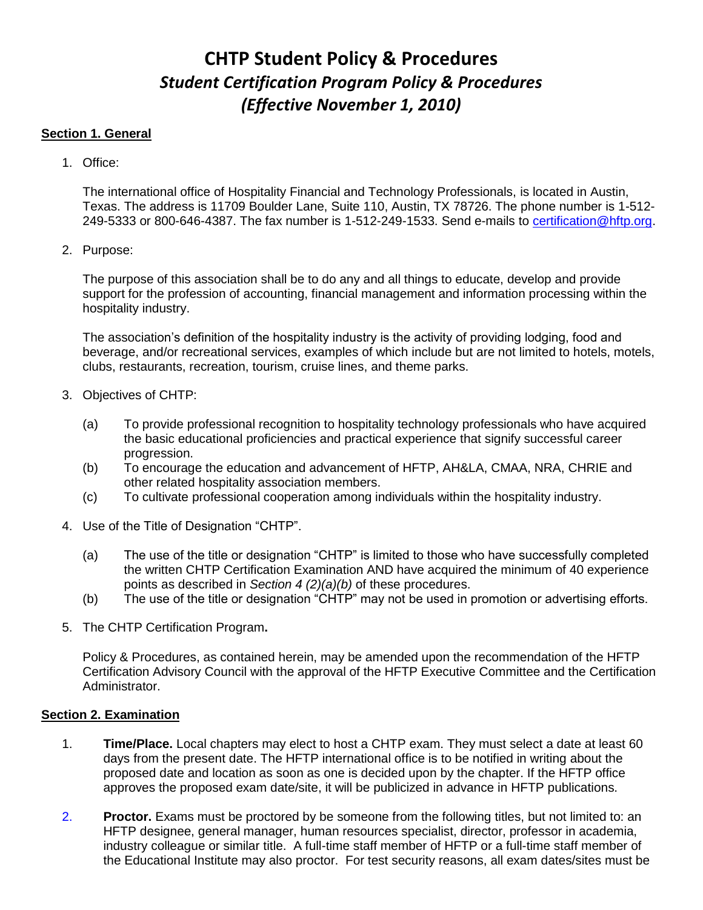# CHTP Student Policy & Procedures
## *Student Certification Program Policy & Procedures*
## *(Effective November 1, 2010)*

**Section 1. General**

1. Office:

   The international office of Hospitality Financial and Technology Professionals, is located in Austin, Texas. The address is 11709 Boulder Lane, Suite 110, Austin, TX 78726. The phone number is 1-512-249-5333 or 800-646-4387. The fax number is 1-512-249-1533. Send e-mails to certification@hftp.org.

2. Purpose:

   The purpose of this association shall be to do any and all things to educate, develop and provide support for the profession of accounting, financial management and information processing within the hospitality industry.

   The association's definition of the hospitality industry is the activity of providing lodging, food and beverage, and/or recreational services, examples of which include but are not limited to hotels, motels, clubs, restaurants, recreation, tourism, cruise lines, and theme parks.

3. Objectives of CHTP:

   (a) To provide professional recognition to hospitality technology professionals who have acquired the basic educational proficiencies and practical experience that signify successful career progression.
   (b) To encourage the education and advancement of HFTP, AH&LA, CMAA, NRA, CHRIE and other related hospitality association members.
   (c) To cultivate professional cooperation among individuals within the hospitality industry.

4. Use of the Title of Designation "CHTP".

   (a) The use of the title or designation "CHTP" is limited to those who have successfully completed the written CHTP Certification Examination AND have acquired the minimum of 40 experience points as described in *Section 4 (2)(a)(b)* of these procedures.
   (b) The use of the title or designation "CHTP" may not be used in promotion or advertising efforts.

5. The CHTP Certification Program**.**

   Policy & Procedures, as contained herein, may be amended upon the recommendation of the HFTP Certification Advisory Council with the approval of the HFTP Executive Committee and the Certification Administrator.

**Section 2. Examination**

1. **Time/Place.** Local chapters may elect to host a CHTP exam. They must select a date at least 60 days from the present date. The HFTP international office is to be notified in writing about the proposed date and location as soon as one is decided upon by the chapter. If the HFTP office approves the proposed exam date/site, it will be publicized in advance in HFTP publications.

2. **Proctor.** Exams must be proctored by be someone from the following titles, but not limited to: an HFTP designee, general manager, human resources specialist, director, professor in academia, industry colleague or similar title. A full-time staff member of HFTP or a full-time staff member of the Educational Institute may also proctor. For test security reasons, all exam dates/sites must be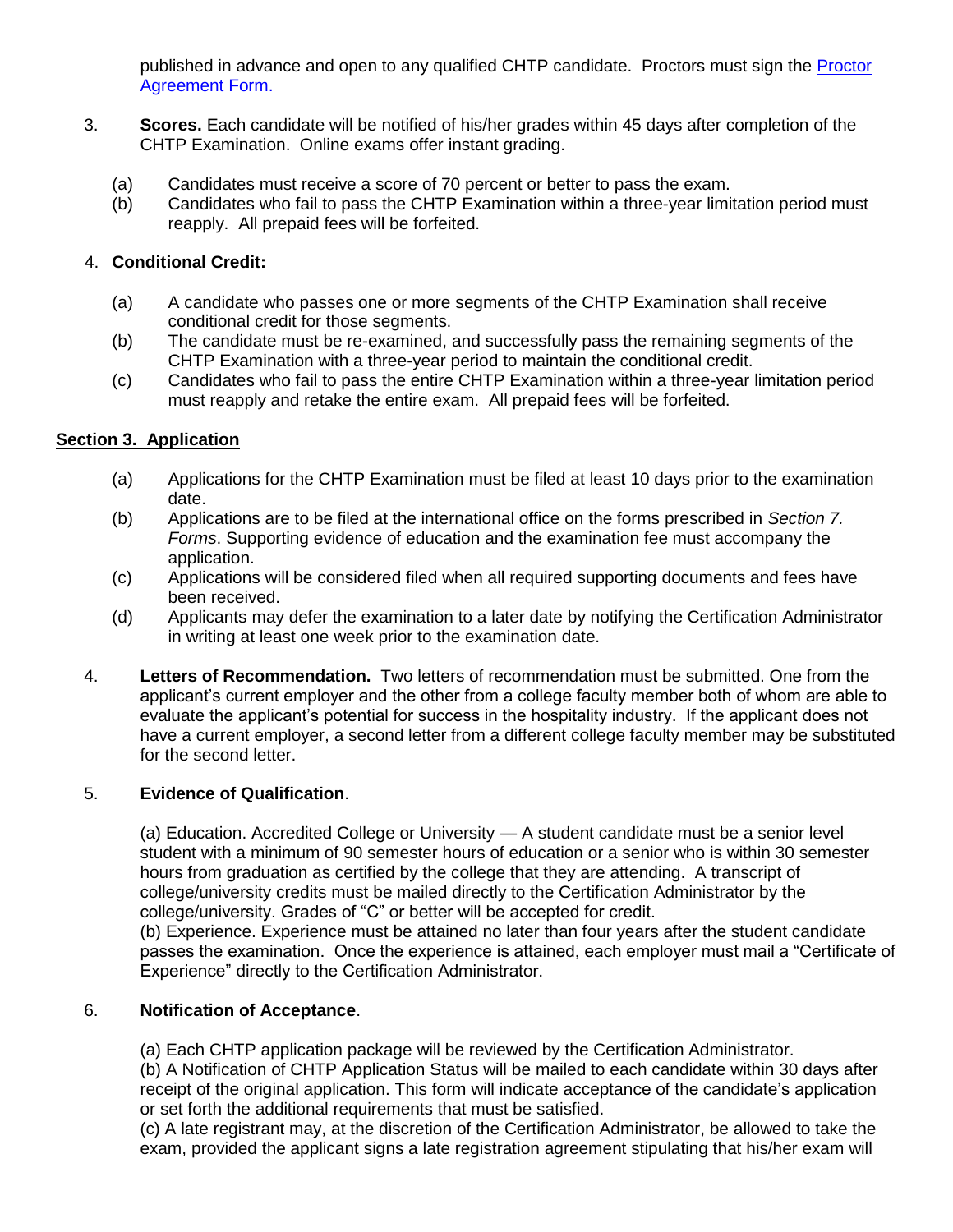published in advance and open to any qualified CHTP candidate. Proctors must sign the [Proctor Agreement Form.]

3. **Scores.** Each candidate will be notified of his/her grades within 45 days after completion of the CHTP Examination. Online exams offer instant grading.

   (a) Candidates must receive a score of 70 percent or better to pass the exam.
   (b) Candidates who fail to pass the CHTP Examination within a three-year limitation period must reapply. All prepaid fees will be forfeited.

4. **Conditional Credit:**

   (a) A candidate who passes one or more segments of the CHTP Examination shall receive conditional credit for those segments.
   (b) The candidate must be re-examined, and successfully pass the remaining segments of the CHTP Examination with a three-year period to maintain the conditional credit.
   (c) Candidates who fail to pass the entire CHTP Examination within a three-year limitation period must reapply and retake the entire exam. All prepaid fees will be forfeited.

## Section 3. Application

(a) Applications for the CHTP Examination must be filed at least 10 days prior to the examination date.
(b) Applications are to be filed at the international office on the forms prescribed in *Section 7. Forms*. Supporting evidence of education and the examination fee must accompany the application.
(c) Applications will be considered filed when all required supporting documents and fees have been received.
(d) Applicants may defer the examination to a later date by notifying the Certification Administrator in writing at least one week prior to the examination date.

4. **Letters of Recommendation.** Two letters of recommendation must be submitted. One from the applicant's current employer and the other from a college faculty member both of whom are able to evaluate the applicant's potential for success in the hospitality industry. If the applicant does not have a current employer, a second letter from a different college faculty member may be substituted for the second letter.

5. **Evidence of Qualification**.

   (a) Education. Accredited College or University — A student candidate must be a senior level student with a minimum of 90 semester hours of education or a senior who is within 30 semester hours from graduation as certified by the college that they are attending. A transcript of college/university credits must be mailed directly to the Certification Administrator by the college/university. Grades of "C" or better will be accepted for credit.
   (b) Experience. Experience must be attained no later than four years after the student candidate passes the examination. Once the experience is attained, each employer must mail a "Certificate of Experience" directly to the Certification Administrator.

6. **Notification of Acceptance**.

   (a) Each CHTP application package will be reviewed by the Certification Administrator.
   (b) A Notification of CHTP Application Status will be mailed to each candidate within 30 days after receipt of the original application. This form will indicate acceptance of the candidate's application or set forth the additional requirements that must be satisfied.
   (c) A late registrant may, at the discretion of the Certification Administrator, be allowed to take the exam, provided the applicant signs a late registration agreement stipulating that his/her exam will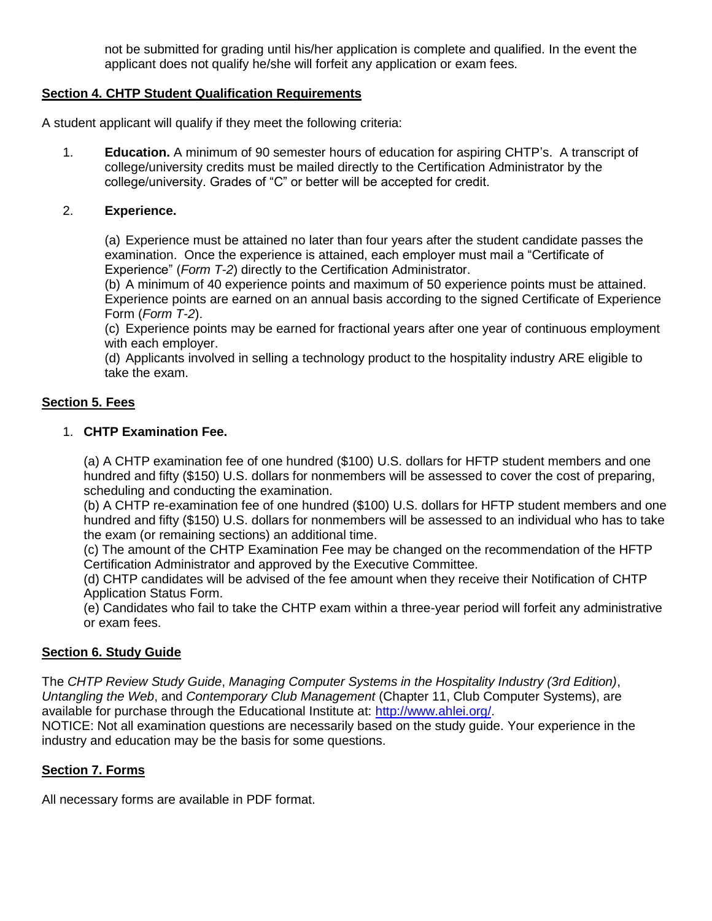not be submitted for grading until his/her application is complete and qualified. In the event the applicant does not qualify he/she will forfeit any application or exam fees.

## Section 4. CHTP Student Qualification Requirements

A student applicant will qualify if they meet the following criteria:

1. **Education.** A minimum of 90 semester hours of education for aspiring CHTP's. A transcript of college/university credits must be mailed directly to the Certification Administrator by the college/university. Grades of "C" or better will be accepted for credit.

2. **Experience.**

   (a) Experience must be attained no later than four years after the student candidate passes the examination. Once the experience is attained, each employer must mail a "Certificate of Experience" (*Form T-2*) directly to the Certification Administrator.
   (b) A minimum of 40 experience points and maximum of 50 experience points must be attained. Experience points are earned on an annual basis according to the signed Certificate of Experience Form (*Form T-2*).
   (c) Experience points may be earned for fractional years after one year of continuous employment with each employer.
   (d) Applicants involved in selling a technology product to the hospitality industry ARE eligible to take the exam.

## Section 5. Fees

1. **CHTP Examination Fee.**

   (a) A CHTP examination fee of one hundred ($100) U.S. dollars for HFTP student members and one hundred and fifty ($150) U.S. dollars for nonmembers will be assessed to cover the cost of preparing, scheduling and conducting the examination.
   (b) A CHTP re-examination fee of one hundred ($100) U.S. dollars for HFTP student members and one hundred and fifty ($150) U.S. dollars for nonmembers will be assessed to an individual who has to take the exam (or remaining sections) an additional time.
   (c) The amount of the CHTP Examination Fee may be changed on the recommendation of the HFTP Certification Administrator and approved by the Executive Committee.
   (d) CHTP candidates will be advised of the fee amount when they receive their Notification of CHTP Application Status Form.
   (e) Candidates who fail to take the CHTP exam within a three-year period will forfeit any administrative or exam fees.

## Section 6. Study Guide

The *CHTP Review Study Guide*, *Managing Computer Systems in the Hospitality Industry (3rd Edition)*, *Untangling the Web*, and *Contemporary Club Management* (Chapter 11, Club Computer Systems), are available for purchase through the Educational Institute at: http://www.ahlei.org/.
NOTICE: Not all examination questions are necessarily based on the study guide. Your experience in the industry and education may be the basis for some questions.

## Section 7. Forms

All necessary forms are available in PDF format.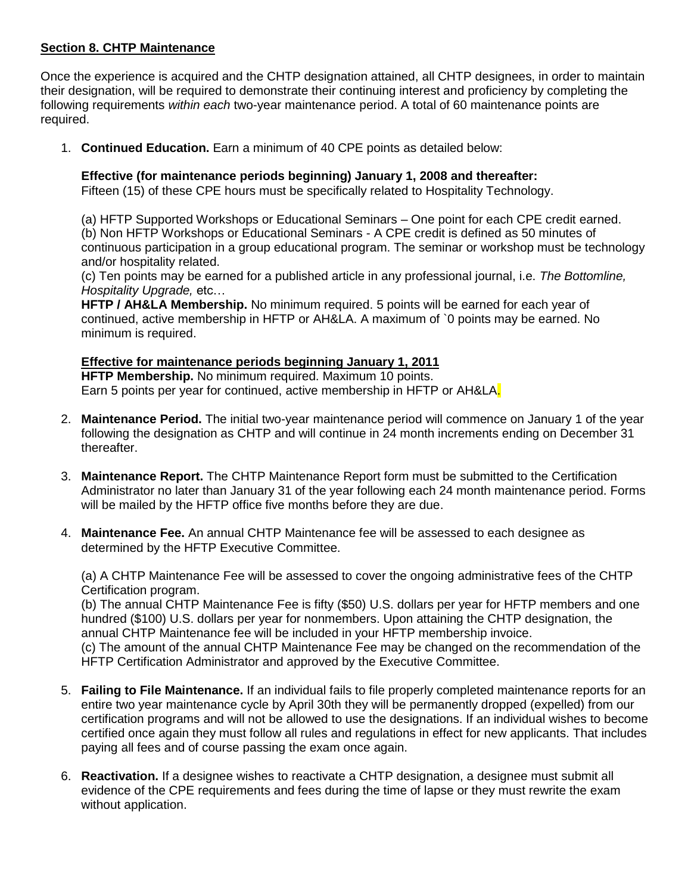**<u>Section 8. CHTP Maintenance</u>**

Once the experience is acquired and the CHTP designation attained, all CHTP designees, in order to maintain their designation, will be required to demonstrate their continuing interest and proficiency by completing the following requirements *within each* two-year maintenance period. A total of 60 maintenance points are required.

1. **Continued Education.** Earn a minimum of 40 CPE points as detailed below:

   **Effective (for maintenance periods beginning) January 1, 2008 and thereafter:**
   Fifteen (15) of these CPE hours must be specifically related to Hospitality Technology.

   (a) HFTP Supported Workshops or Educational Seminars – One point for each CPE credit earned.
   (b) Non HFTP Workshops or Educational Seminars - A CPE credit is defined as 50 minutes of continuous participation in a group educational program. The seminar or workshop must be technology and/or hospitality related.
   (c) Ten points may be earned for a published article in any professional journal, i.e. *The Bottomline, Hospitality Upgrade,* etc…
   **HFTP / AH&LA Membership.** No minimum required. 5 points will be earned for each year of continued, active membership in HFTP or AH&LA. A maximum of `0 points may be earned. No minimum is required.

   **<u>Effective for maintenance periods beginning January 1, 2011</u>**
   **HFTP Membership.** No minimum required. Maximum 10 points.
   Earn 5 points per year for continued, active membership in HFTP or AH&LA.

2. **Maintenance Period.** The initial two-year maintenance period will commence on January 1 of the year following the designation as CHTP and will continue in 24 month increments ending on December 31 thereafter.

3. **Maintenance Report.** The CHTP Maintenance Report form must be submitted to the Certification Administrator no later than January 31 of the year following each 24 month maintenance period. Forms will be mailed by the HFTP office five months before they are due.

4. **Maintenance Fee.** An annual CHTP Maintenance fee will be assessed to each designee as determined by the HFTP Executive Committee.

   (a) A CHTP Maintenance Fee will be assessed to cover the ongoing administrative fees of the CHTP Certification program.
   (b) The annual CHTP Maintenance Fee is fifty ($50) U.S. dollars per year for HFTP members and one hundred ($100) U.S. dollars per year for nonmembers. Upon attaining the CHTP designation, the annual CHTP Maintenance fee will be included in your HFTP membership invoice.
   (c) The amount of the annual CHTP Maintenance Fee may be changed on the recommendation of the HFTP Certification Administrator and approved by the Executive Committee.

5. **Failing to File Maintenance.** If an individual fails to file properly completed maintenance reports for an entire two year maintenance cycle by April 30th they will be permanently dropped (expelled) from our certification programs and will not be allowed to use the designations. If an individual wishes to become certified once again they must follow all rules and regulations in effect for new applicants. That includes paying all fees and of course passing the exam once again.

6. **Reactivation.** If a designee wishes to reactivate a CHTP designation, a designee must submit all evidence of the CPE requirements and fees during the time of lapse or they must rewrite the exam without application.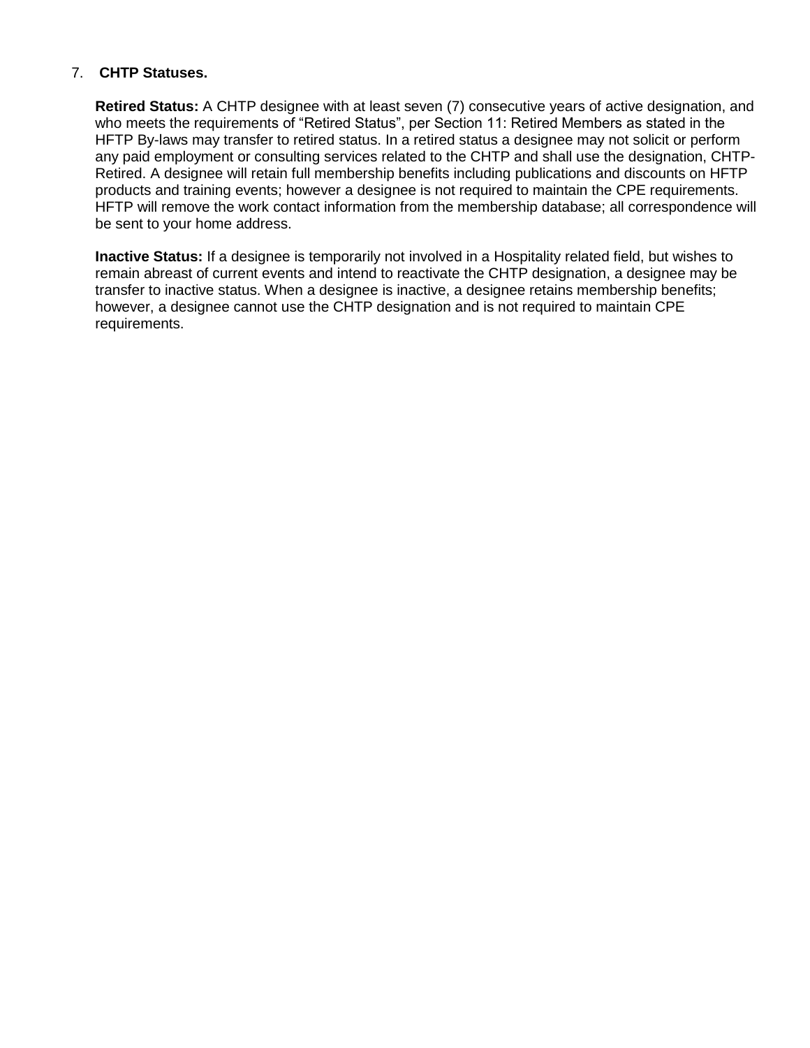7. **CHTP Statuses.**

**Retired Status:** A CHTP designee with at least seven (7) consecutive years of active designation, and who meets the requirements of "Retired Status", per Section 11: Retired Members as stated in the HFTP By-laws may transfer to retired status. In a retired status a designee may not solicit or perform any paid employment or consulting services related to the CHTP and shall use the designation, CHTP-Retired. A designee will retain full membership benefits including publications and discounts on HFTP products and training events; however a designee is not required to maintain the CPE requirements. HFTP will remove the work contact information from the membership database; all correspondence will be sent to your home address.

**Inactive Status:** If a designee is temporarily not involved in a Hospitality related field, but wishes to remain abreast of current events and intend to reactivate the CHTP designation, a designee may be transfer to inactive status. When a designee is inactive, a designee retains membership benefits; however, a designee cannot use the CHTP designation and is not required to maintain CPE requirements.